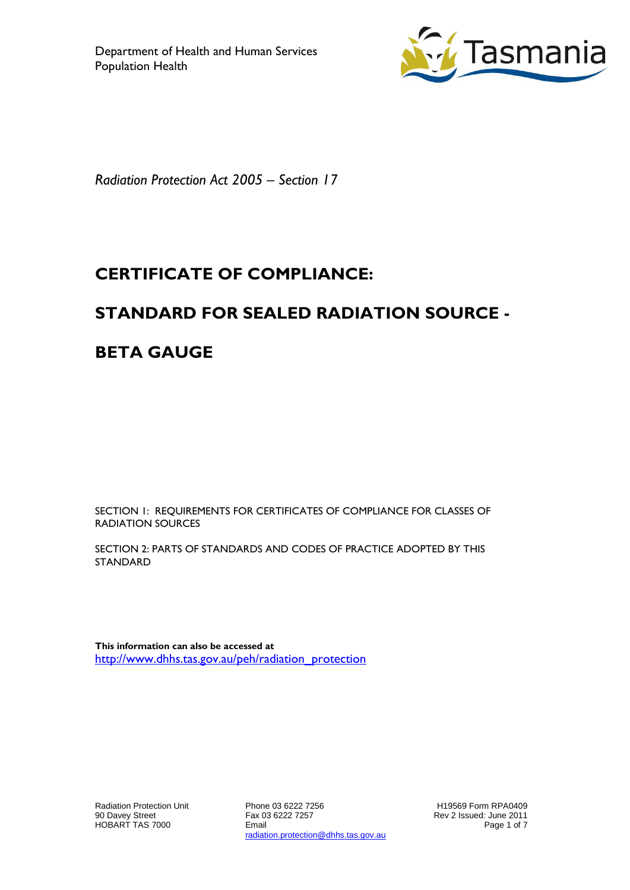Department of Health and Human Services
Population Health

*Radiation Protection Act 2005 – Section 17*

# CERTIFICATE OF COMPLIANCE:

# STANDARD FOR SEALED RADIATION SOURCE -

# BETA GAUGE

SECTION 1: REQUIREMENTS FOR CERTIFICATES OF COMPLIANCE FOR CLASSES OF RADIATION SOURCES

SECTION 2: PARTS OF STANDARDS AND CODES OF PRACTICE ADOPTED BY THIS STANDARD

**This information can also be accessed at**
http://www.dhhs.tas.gov.au/peh/radiation_protection

Radiation Protection Unit
90 Davey Street
HOBART TAS 7000

Phone 03 6222 7256
Fax 03 6222 7257
Email
radiation.protection@dhhs.tas.gov.au

H19569 Form RPA0409
Rev 2 Issued: June 2011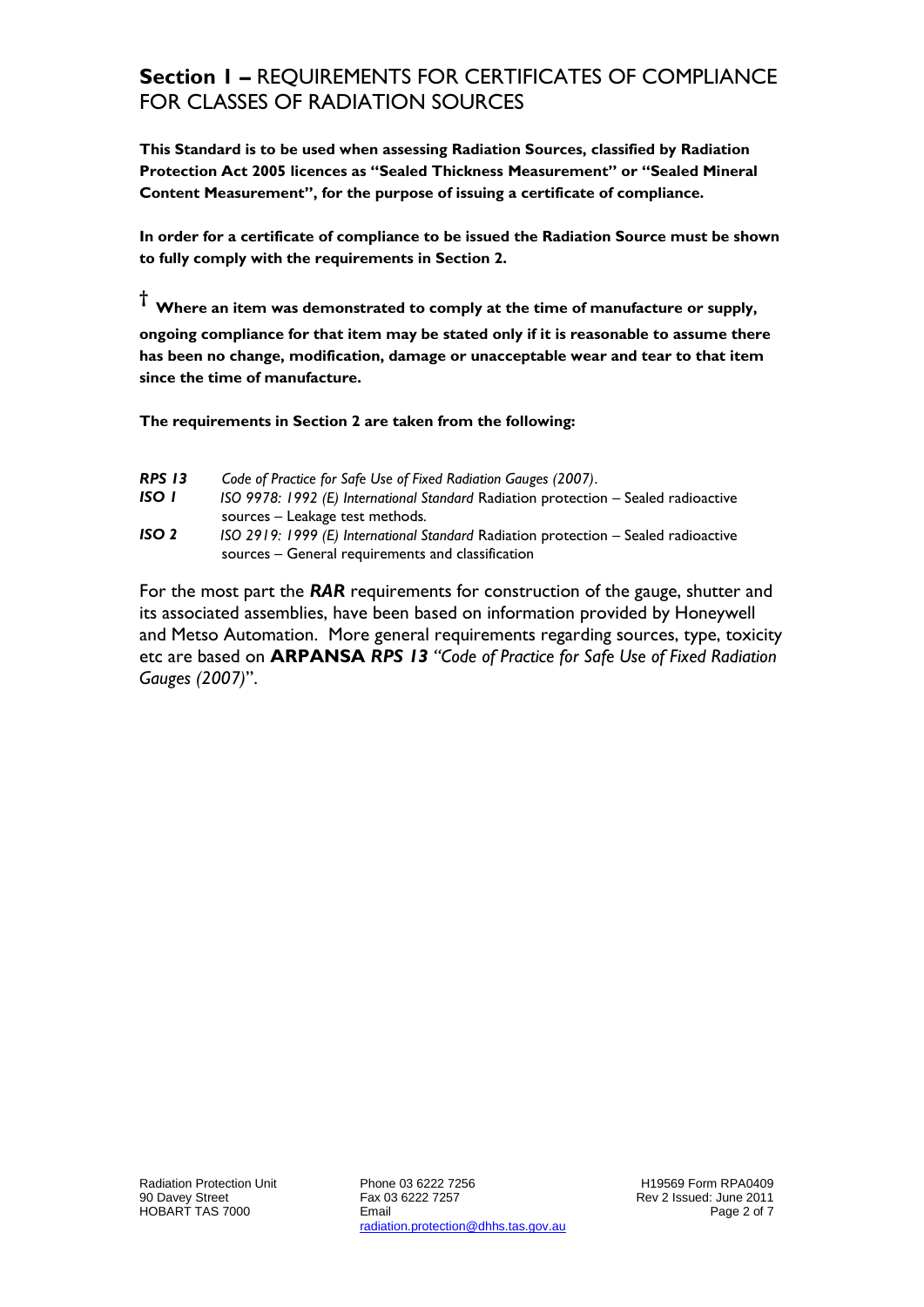# **Section 1 –** REQUIREMENTS FOR CERTIFICATES OF COMPLIANCE FOR CLASSES OF RADIATION SOURCES

**This Standard is to be used when assessing Radiation Sources, classified by Radiation Protection Act 2005 licences as "Sealed Thickness Measurement" or "Sealed Mineral Content Measurement", for the purpose of issuing a certificate of compliance.**

**In order for a certificate of compliance to be issued the Radiation Source must be shown to fully comply with the requirements in Section 2.**

**† Where an item was demonstrated to comply at the time of manufacture or supply, ongoing compliance for that item may be stated only if it is reasonable to assume there has been no change, modification, damage or unacceptable wear and tear to that item since the time of manufacture.**

**The requirements in Section 2 are taken from the following:**

| | |
|---|---|
| ***RPS 13*** | *Code of Practice for Safe Use of Fixed Radiation Gauges (2007).* |
| ***ISO 1*** | *ISO 9978: 1992 (E) International Standard* Radiation protection – Sealed radioactive sources – Leakage test methods*.* |
| ***ISO 2*** | *ISO 2919: 1999 (E) International Standard* Radiation protection – Sealed radioactive sources – General requirements and classification |

For the most part the ***RAR*** requirements for construction of the gauge, shutter and its associated assemblies, have been based on information provided by Honeywell and Metso Automation. More general requirements regarding sources, type, toxicity etc are based on **ARPANSA** ***RPS 13*** *"Code of Practice for Safe Use of Fixed Radiation Gauges (2007)*".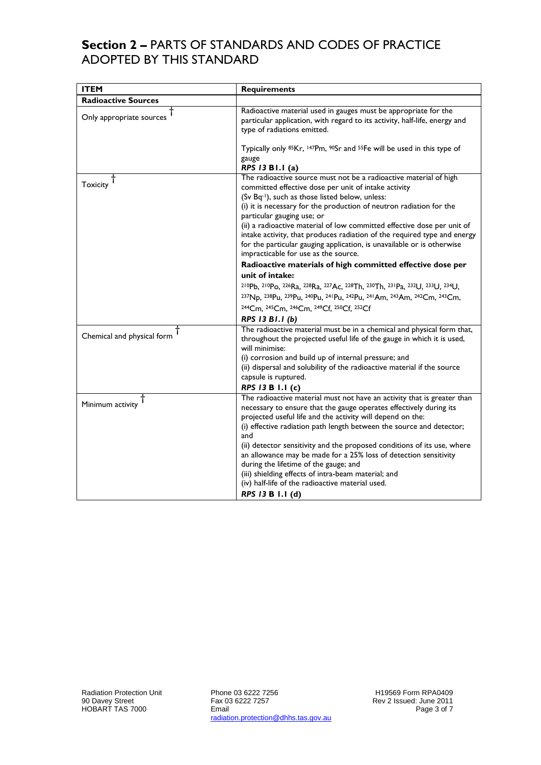## Section 2 – PARTS OF STANDARDS AND CODES OF PRACTICE ADOPTED BY THIS STANDARD

| ITEM | Requirements |
|---|---|
| **Radioactive Sources** | |
| Only appropriate sources † | Radioactive material used in gauges must be appropriate for the particular application, with regard to its activity, half-life, energy and type of radiations emitted.<br><br>Typically only $^{85}Kr$, $^{147}Pm$, $^{90}Sr$ and $^{55}Fe$ will be used in this type of gauge<br>***RPS 13* B1.1 (a)** |
| Toxicity † | The radioactive source must not be a radioactive material of high committed effective dose per unit of intake activity ($Sv\ Bq^{-1}$), such as those listed below, unless:<br>(i) it is necessary for the production of neutron radiation for the particular gauging use; or<br>(ii) a radioactive material of low committed effective dose per unit of intake activity, that produces radiation of the required type and energy for the particular gauging application, is unavailable or is otherwise impracticable for use as the source.<br>**Radioactive materials of high committed effective dose per unit of intake:**<br>$^{210}Pb$, $^{210}Po$, $^{226}Ra$, $^{228}Ra$, $^{227}Ac$, $^{228}Th$, $^{230}Th$, $^{231}Pa$, $^{232}U$, $^{233}U$, $^{234}U$, $^{237}Np$, $^{238}Pu$, $^{239}Pu$, $^{240}Pu$, $^{241}Pu$, $^{242}Pu$, $^{241}Am$, $^{243}Am$, $^{242}Cm$, $^{243}Cm$, $^{244}Cm$, $^{245}Cm$, $^{246}Cm$, $^{249}Cf$, $^{250}Cf$, $^{252}Cf$<br>***RPS 13 B1.1 (b)*** |
| Chemical and physical form † | The radioactive material must be in a chemical and physical form that, throughout the projected useful life of the gauge in which it is used, will minimise:<br>(i) corrosion and build up of internal pressure; and<br>(ii) dispersal and solubility of the radioactive material if the source capsule is ruptured.<br>***RPS 13* B 1.1 (c)** |
| Minimum activity † | The radioactive material must not have an activity that is greater than necessary to ensure that the gauge operates effectively during its projected useful life and the activity will depend on the:<br>(i) effective radiation path length between the source and detector; and<br>(ii) detector sensitivity and the proposed conditions of its use, where an allowance may be made for a 25% loss of detection sensitivity during the lifetime of the gauge; and<br>(iii) shielding effects of intra-beam material; and<br>(iv) half-life of the radioactive material used.<br>***RPS 13* B 1.1 (d)** |

Radiation Protection Unit
90 Davey Street
HOBART TAS 7000

Phone 03 6222 7256
Fax 03 6222 7257
Email radiation.protection@dhhs.tas.gov.au

H19569 Form RPA0409
Rev 2 Issued: June 2011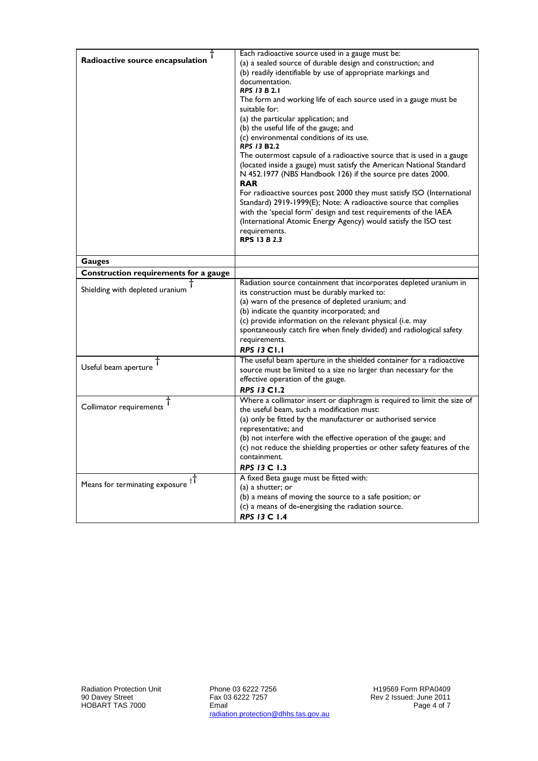| Radioactive source encapsulation † | Each radioactive source used in a gauge must be:<br>(a) a sealed source of durable design and construction; and<br>(b) readily identifiable by use of appropriate markings and documentation.<br>***RPS 13 B* 2.1**<br>The form and working life of each source used in a gauge must be suitable for:<br>(a) the particular application; and<br>(b) the useful life of the gauge; and<br>(c) environmental conditions of its use.<br>***RPS 13* B2.2**<br>The outermost capsule of a radioactive source that is used in a gauge (located inside a gauge) must satisfy the American National Standard N 452.1977 (NBS Handbook 126) if the source pre dates 2000.<br>**RAR**<br>For radioactive sources post 2000 they must satisfy ISO (International Standard) 2919-1999(E); Note: A radioactive source that complies with the 'special form' design and test requirements of the IAEA (International Atomic Energy Agency) would satisfy the ISO test requirements.<br>**RPS 13 *B 2.3*** |
|---|---|
| **Gauges** | |
| **Construction requirements for a gauge** | |
| Shielding with depleted uranium † | Radiation source containment that incorporates depleted uranium in its construction must be durably marked to:<br>(a) warn of the presence of depleted uranium; and<br>(b) indicate the quantity incorporated; and<br>(c) provide information on the relevant physical (i.e. may spontaneously catch fire when finely divided) and radiological safety requirements.<br>***RPS 13* C1.1** |
| Useful beam aperture † | The useful beam aperture in the shielded container for a radioactive source must be limited to a size no larger than necessary for the effective operation of the gauge.<br>***RPS 13* C1.2** |
| Collimator requirements † | Where a collimator insert or diaphragm is required to limit the size of the useful beam, such a modification must:<br>(a) only be fitted by the manufacturer or authorised service representative; and<br>(b) not interfere with the effective operation of the gauge; and<br>(c) not reduce the shielding properties or other safety features of the containment.<br>***RPS 13* C 1.3** |
| Means for terminating exposure †† | A fixed Beta gauge must be fitted with:<br>(a) a shutter; or<br>(b) a means of moving the source to a safe position; or<br>(c) a means of de-energising the radiation source.<br>***RPS 13* C 1.4** |

Radiation Protection Unit
90 Davey Street
HOBART TAS 7000

Phone 03 6222 7256
Fax 03 6222 7257
Email
radiation.protection@dhhs.tas.gov.au

H19569 Form RPA0409
Rev 2 Issued: June 2011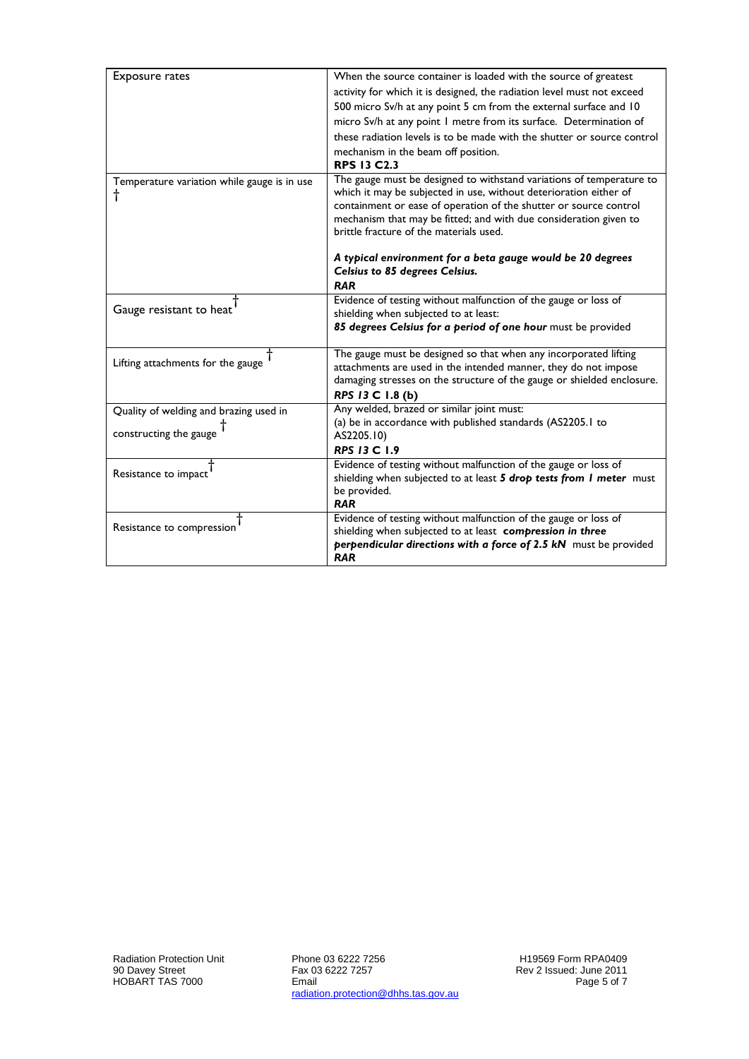| | |
|---|---|
| Exposure rates | When the source container is loaded with the source of greatest activity for which it is designed, the radiation level must not exceed 500 micro Sv/h at any point 5 cm from the external surface and 10 micro Sv/h at any point 1 metre from its surface. Determination of these radiation levels is to be made with the shutter or source control mechanism in the beam off position.<br>**RPS 13 C2.3** |
| Temperature variation while gauge is in use † | The gauge must be designed to withstand variations of temperature to which it may be subjected in use, without deterioration either of containment or ease of operation of the shutter or source control mechanism that may be fitted; and with due consideration given to brittle fracture of the materials used.<br><br>***A typical environment for a beta gauge would be 20 degrees Celsius to 85 degrees Celsius.***<br>***RAR*** |
| Gauge resistant to heat † | Evidence of testing without malfunction of the gauge or loss of shielding when subjected to at least:<br>***85 degrees Celsius for a period of one hour*** must be provided |
| Lifting attachments for the gauge † | The gauge must be designed so that when any incorporated lifting attachments are used in the intended manner, they do not impose damaging stresses on the structure of the gauge or shielded enclosure.<br>***RPS 13 C 1.8 (b)*** |
| Quality of welding and brazing used in constructing the gauge † | Any welded, brazed or similar joint must:<br>(a) be in accordance with published standards (AS2205.1 to AS2205.10)<br>***RPS 13 C 1.9*** |
| Resistance to impact † | Evidence of testing without malfunction of the gauge or loss of shielding when subjected to at least ***5 drop tests from 1 meter*** must be provided.<br>***RAR*** |
| Resistance to compression † | Evidence of testing without malfunction of the gauge or loss of shielding when subjected to at least ***compression in three perpendicular directions with a force of 2.5 kN*** must be provided<br>***RAR*** |

Radiation Protection Unit
90 Davey Street
HOBART TAS 7000

Phone 03 6222 7256
Fax 03 6222 7257
Email
radiation.protection@dhhs.tas.gov.au

H19569 Form RPA0409
Rev 2 Issued: June 2011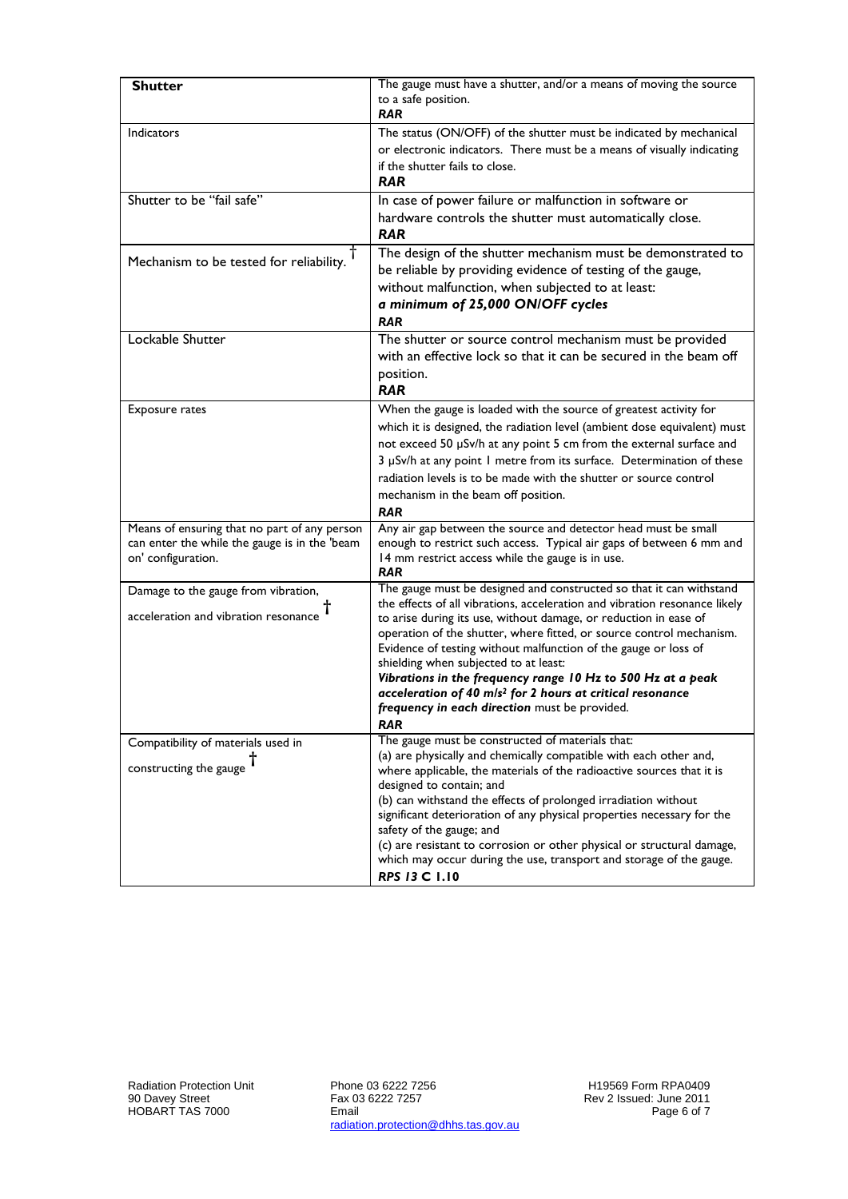| **Shutter** | The gauge must have a shutter, and/or a means of moving the source to a safe position. ***RAR*** |
|---|---|
| Indicators | The status (ON/OFF) of the shutter must be indicated by mechanical or electronic indicators. There must be a means of visually indicating if the shutter fails to close. ***RAR*** |
| Shutter to be "fail safe" | In case of power failure or malfunction in software or hardware controls the shutter must automatically close. ***RAR*** |
| Mechanism to be tested for reliability. † | The design of the shutter mechanism must be demonstrated to be reliable by providing evidence of testing of the gauge, without malfunction, when subjected to at least: ***a minimum of 25,000 ON/OFF cycles*** ***RAR*** |
| Lockable Shutter | The shutter or source control mechanism must be provided with an effective lock so that it can be secured in the beam off position. ***RAR*** |
| Exposure rates | When the gauge is loaded with the source of greatest activity for which it is designed, the radiation level (ambient dose equivalent) must not exceed 50 μSv/h at any point 5 cm from the external surface and 3 μSv/h at any point 1 metre from its surface. Determination of these radiation levels is to be made with the shutter or source control mechanism in the beam off position. ***RAR*** |
| Means of ensuring that no part of any person can enter the while the gauge is in the 'beam on' configuration. | Any air gap between the source and detector head must be small enough to restrict such access. Typical air gaps of between 6 mm and 14 mm restrict access while the gauge is in use. ***RAR*** |
| Damage to the gauge from vibration, acceleration and vibration resonance † | The gauge must be designed and constructed so that it can withstand the effects of all vibrations, acceleration and vibration resonance likely to arise during its use, without damage, or reduction in ease of operation of the shutter, where fitted, or source control mechanism. Evidence of testing without malfunction of the gauge or loss of shielding when subjected to at least: ***Vibrations in the frequency range 10 Hz to 500 Hz at a peak acceleration of 40 m/s² for 2 hours at critical resonance frequency in each direction*** must be provided. ***RAR*** |
| Compatibility of materials used in constructing the gauge † | The gauge must be constructed of materials that:<br>(a) are physically and chemically compatible with each other and, where applicable, the materials of the radioactive sources that it is designed to contain; and<br>(b) can withstand the effects of prolonged irradiation without significant deterioration of any physical properties necessary for the safety of the gauge; and<br>(c) are resistant to corrosion or other physical or structural damage, which may occur during the use, transport and storage of the gauge.<br>***RPS 13* C 1.10** |

Radiation Protection Unit
90 Davey Street
HOBART TAS 7000

Phone 03 6222 7256
Fax 03 6222 7257
Email
radiation.protection@dhhs.tas.gov.au

H19569 Form RPA0409
Rev 2 Issued: June 2011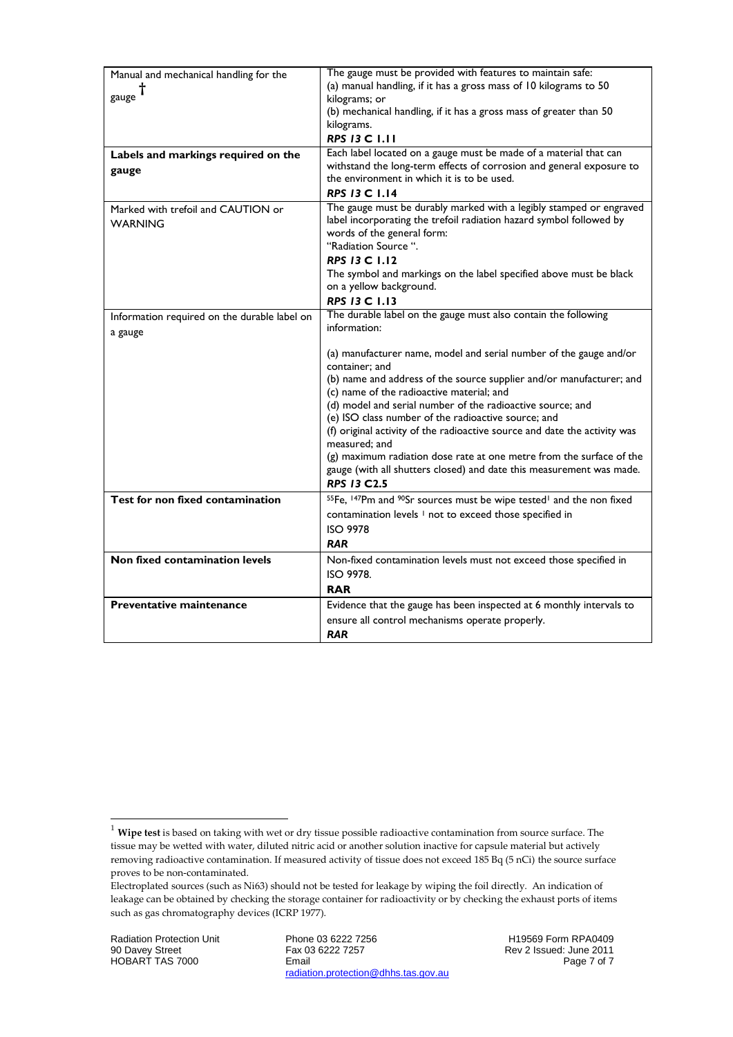| | |
|---|---|
| Manual and mechanical handling for the gauge † | The gauge must be provided with features to maintain safe:<br>(a) manual handling, if it has a gross mass of 10 kilograms to 50 kilograms; or<br>(b) mechanical handling, if it has a gross mass of greater than 50 kilograms.<br>***RPS 13* C 1.11** |
| **Labels and markings required on the gauge** | Each label located on a gauge must be made of a material that can withstand the long-term effects of corrosion and general exposure to the environment in which it is to be used.<br>***RPS 13* C 1.14** |
| Marked with trefoil and CAUTION or WARNING | The gauge must be durably marked with a legibly stamped or engraved label incorporating the trefoil radiation hazard symbol followed by words of the general form:<br>"Radiation Source ".<br>***RPS 13* C 1.12**<br>The symbol and markings on the label specified above must be black on a yellow background.<br>***RPS 13* C 1.13** |
| Information required on the durable label on a gauge | The durable label on the gauge must also contain the following information:<br><br>(a) manufacturer name, model and serial number of the gauge and/or container; and<br>(b) name and address of the source supplier and/or manufacturer; and<br>(c) name of the radioactive material; and<br>(d) model and serial number of the radioactive source; and<br>(e) ISO class number of the radioactive source; and<br>(f) original activity of the radioactive source and date the activity was measured; and<br>(g) maximum radiation dose rate at one metre from the surface of the gauge (with all shutters closed) and date this measurement was made.<br>***RPS 13* C2.5** |
| **Test for non fixed contamination** | $^{55}$Fe, $^{147}$Pm and $^{90}$Sr sources must be wipe tested[1] and the non fixed contamination levels [1] not to exceed those specified in<br>ISO 9978<br>***RAR*** |
| **Non fixed contamination levels** | Non-fixed contamination levels must not exceed those specified in ISO 9978.<br>**RAR** |
| **Preventative maintenance** | Evidence that the gauge has been inspected at 6 monthly intervals to ensure all control mechanisms operate properly.<br>***RAR*** |

[1] **Wipe test** is based on taking with wet or dry tissue possible radioactive contamination from source surface. The tissue may be wetted with water, diluted nitric acid or another solution inactive for capsule material but actively removing radioactive contamination. If measured activity of tissue does not exceed 185 Bq (5 nCi) the source surface proves to be non-contaminated.

Electroplated sources (such as Ni63) should not be tested for leakage by wiping the foil directly. An indication of leakage can be obtained by checking the storage container for radioactivity or by checking the exhaust ports of items such as gas chromatography devices (ICRP 1977).

Radiation Protection Unit
90 Davey Street
HOBART TAS 7000

Phone 03 6222 7256
Fax 03 6222 7257
Email
radiation.protection@dhhs.tas.gov.au

H19569 Form RPA0409
Rev 2 Issued: June 2011